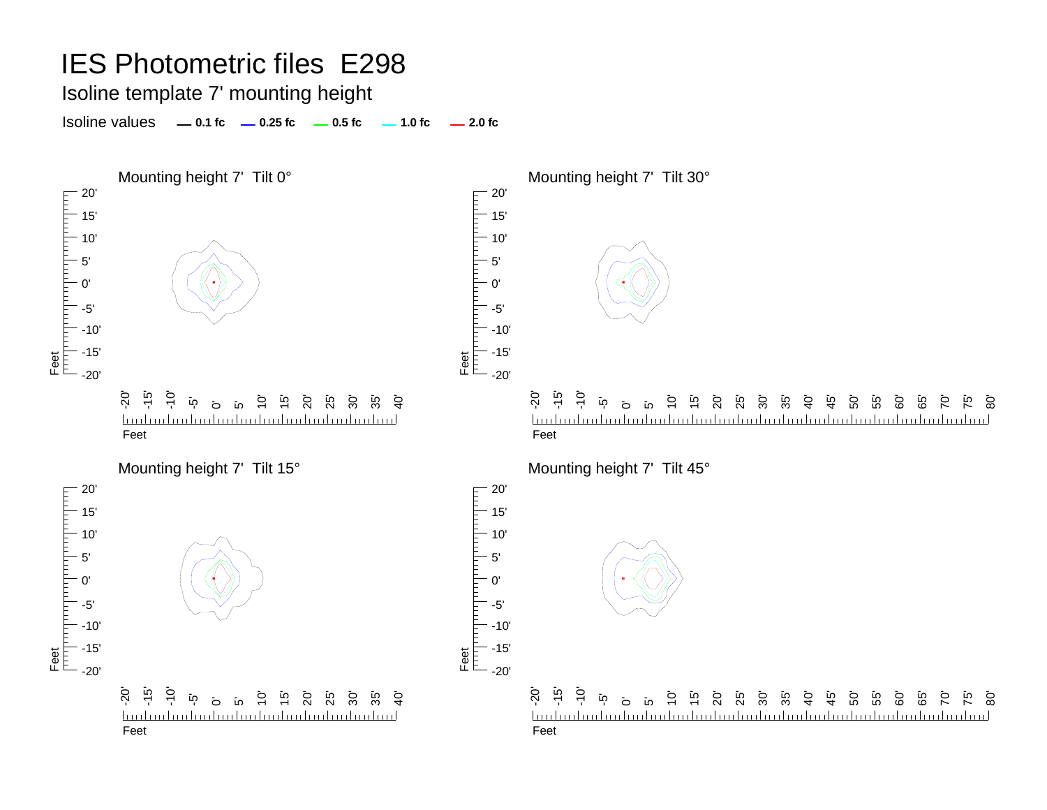# IES Photometric files E298

## Isoline template 7' mounting height

Isoline values — 0.1 fc — 0.25 fc — 0.5 fc — 1.0 fc — 2.0 fc

Mounting height 7' Tilt 0°

Mounting height 7' Tilt 30°

Mounting height 7' Tilt 15°

Mounting height 7' Tilt 45°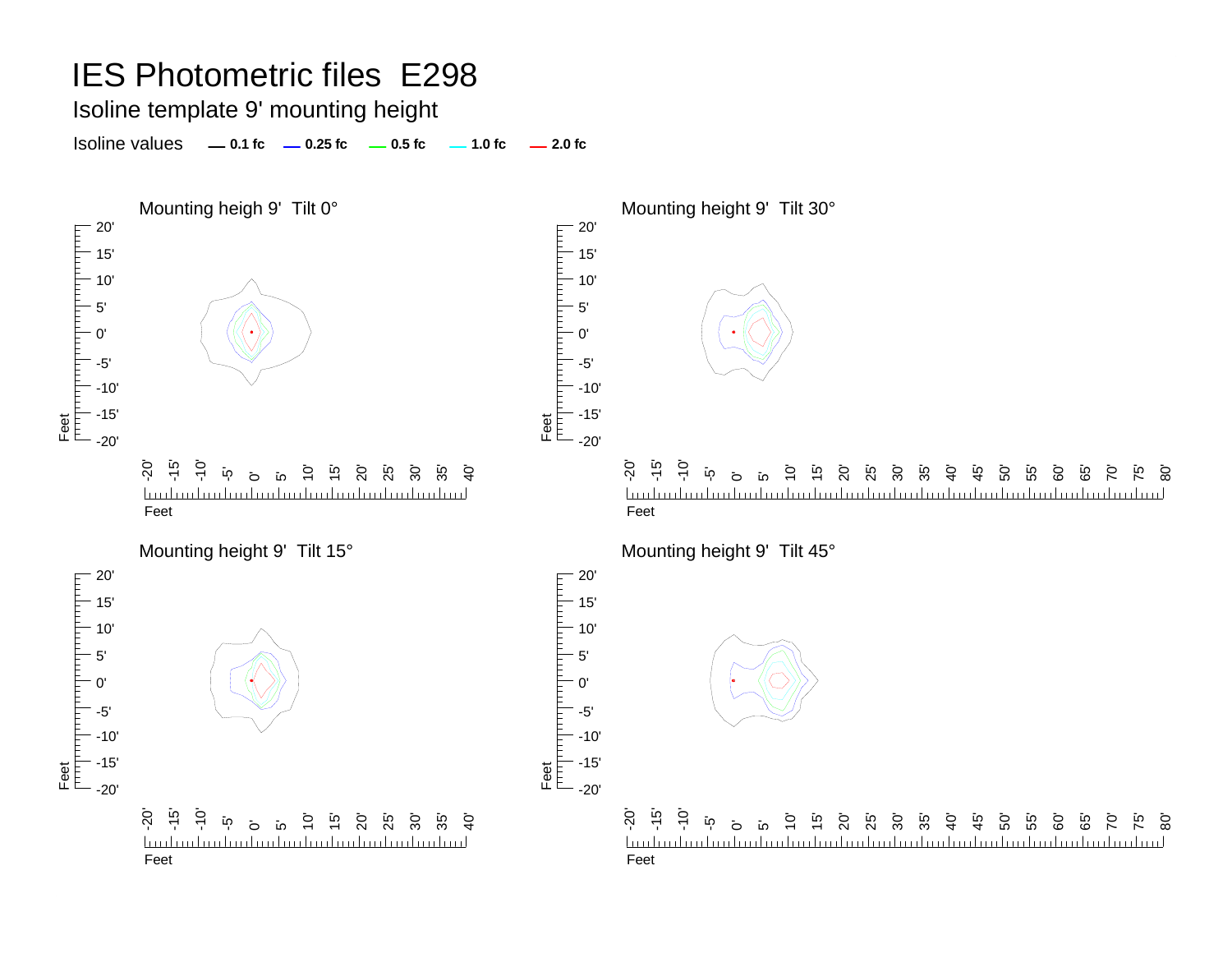# IES Photometric files E298

## Isoline template 9' mounting height

Isoline values — 0.1 fc — 0.25 fc — 0.5 fc — 1.0 fc — 2.0 fc

### Mounting heigh 9' Tilt 0°

### Mounting height 9' Tilt 30°

### Mounting height 9' Tilt 15°

### Mounting height 9' Tilt 45°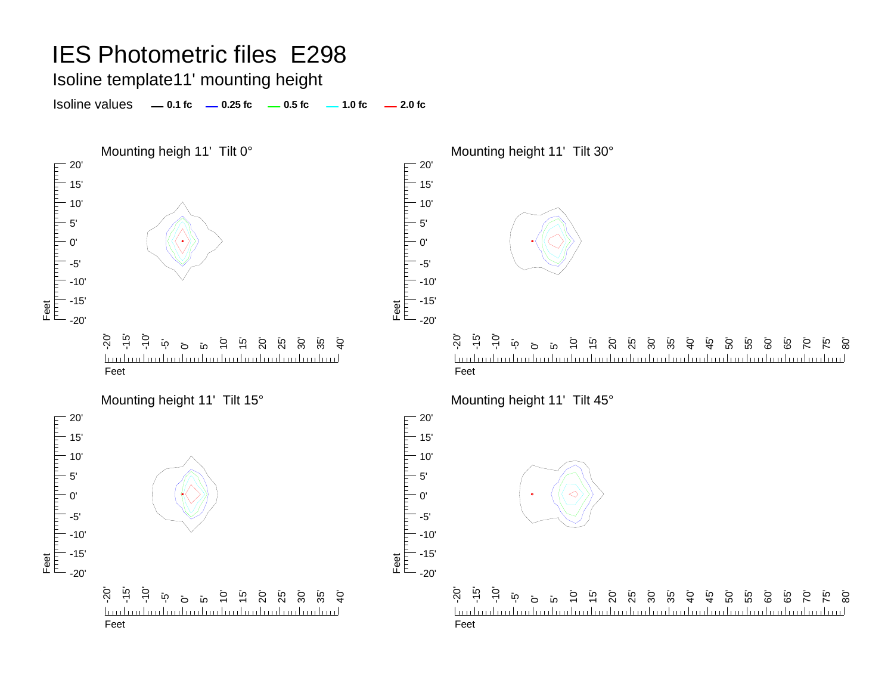# IES Photometric files E298

## Isoline template11' mounting height

Isoline values — 0.1 fc — 0.25 fc — 0.5 fc — 1.0 fc — 2.0 fc

### Mounting heigh 11' Tilt 0°

### Mounting height 11' Tilt 30°

### Mounting height 11' Tilt 15°

### Mounting height 11' Tilt 45°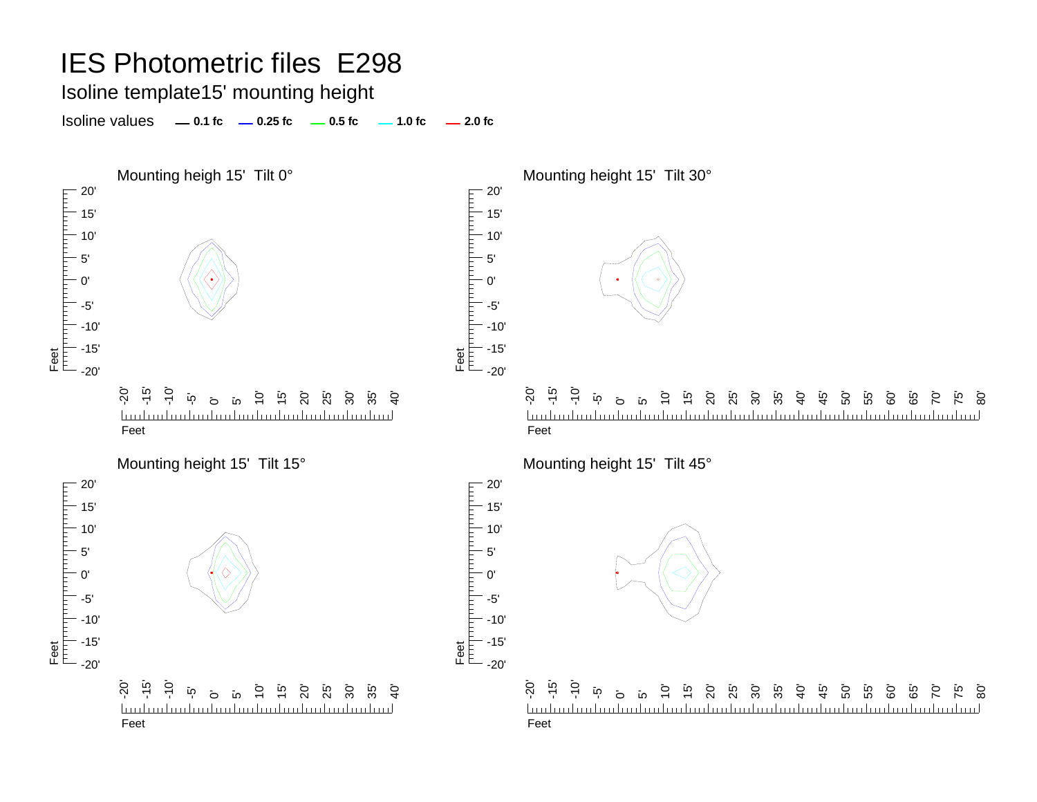# IES Photometric files E298

## Isoline template15' mounting height

Isoline values — 0.1 fc — 0.25 fc — 0.5 fc — 1.0 fc — 2.0 fc

Mounting heigh 15' Tilt 0°

Mounting height 15' Tilt 30°

Mounting height 15' Tilt 15°

Mounting height 15' Tilt 45°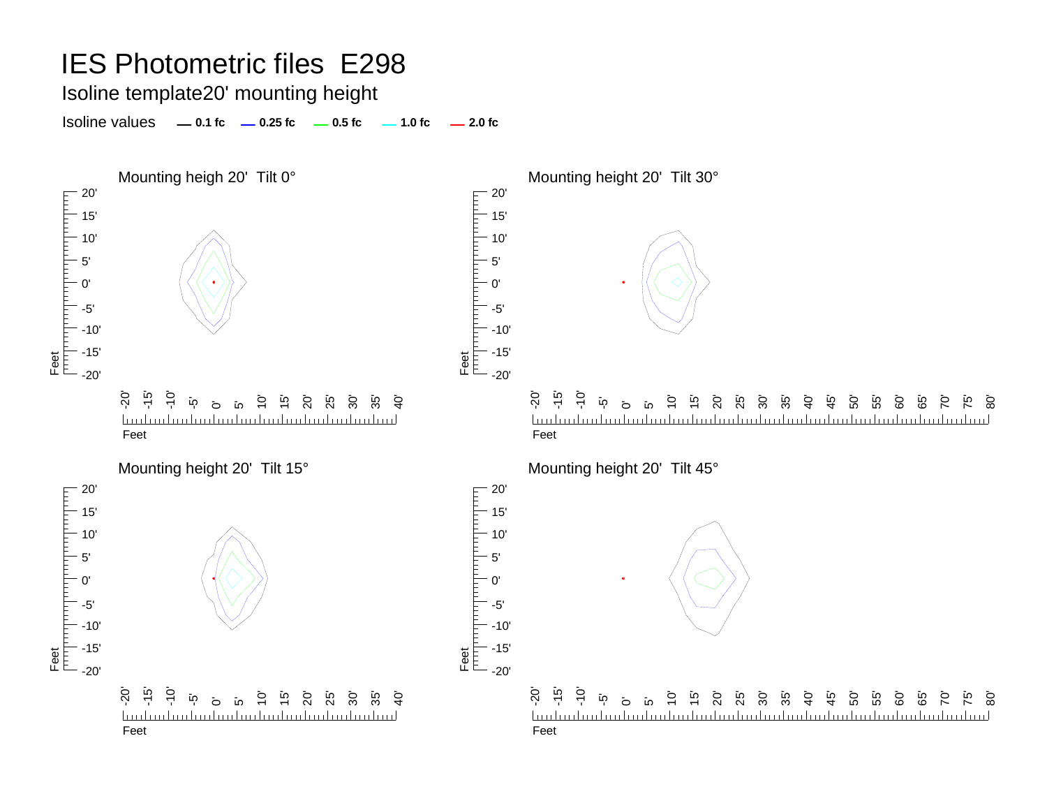# IES Photometric files E298

## Isoline template20' mounting height

Isoline values — 0.1 fc — 0.25 fc — 0.5 fc — 1.0 fc — 2.0 fc

### Mounting heigh 20' Tilt 0°

### Mounting height 20' Tilt 30°

### Mounting height 20' Tilt 15°

### Mounting height 20' Tilt 45°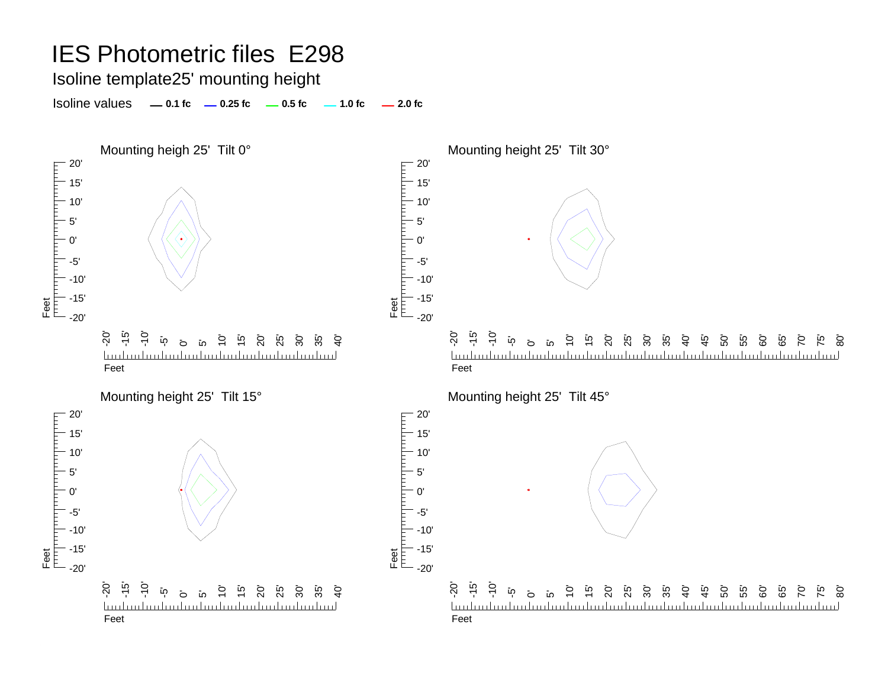# IES Photometric files E298

## Isoline template25' mounting height

Isoline values — 0.1 fc — 0.25 fc — 0.5 fc — 1.0 fc — 2.0 fc

Mounting heigh 25' Tilt 0°

Mounting height 25' Tilt 30°

Mounting height 25' Tilt 15°

Mounting height 25' Tilt 45°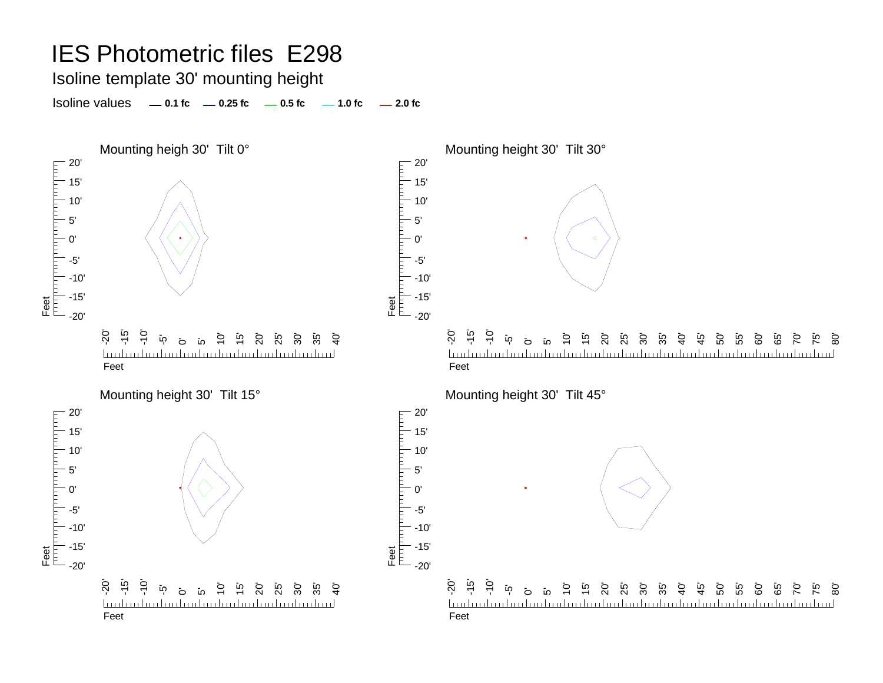# IES Photometric files E298

## Isoline template 30' mounting height

Isoline values — 0.1 fc — 0.25 fc — 0.5 fc — 1.0 fc — 2.0 fc

Mounting heigh 30' Tilt 0°

20' 15' 10' 5' 0' -5' -10' -15' -20'

Feet

-20' -15' -10' -5' 0' 5' 10' 15' 20' 25' 30' 35' 40'

Feet

Mounting height 30' Tilt 30°

20' 15' 10' 5' 0' -5' -10' -15' -20'

Feet

-20' -15' -10' -5' 0' 5' 10' 15' 20' 25' 30' 35' 40' 45' 50' 55' 60' 65' 70' 75' 80'

Feet

Mounting height 30' Tilt 15°

20' 15' 10' 5' 0' -5' -10' -15' -20'

Feet

-20' -15' -10' -5' 0' 5' 10' 15' 20' 25' 30' 35' 40'

Feet

Mounting height 30' Tilt 45°

20' 15' 10' 5' 0' -5' -10' -15' -20'

Feet

-20' -15' -10' -5' 0' 5' 10' 15' 20' 25' 30' 35' 40' 45' 50' 55' 60' 65' 70' 75' 80'

Feet